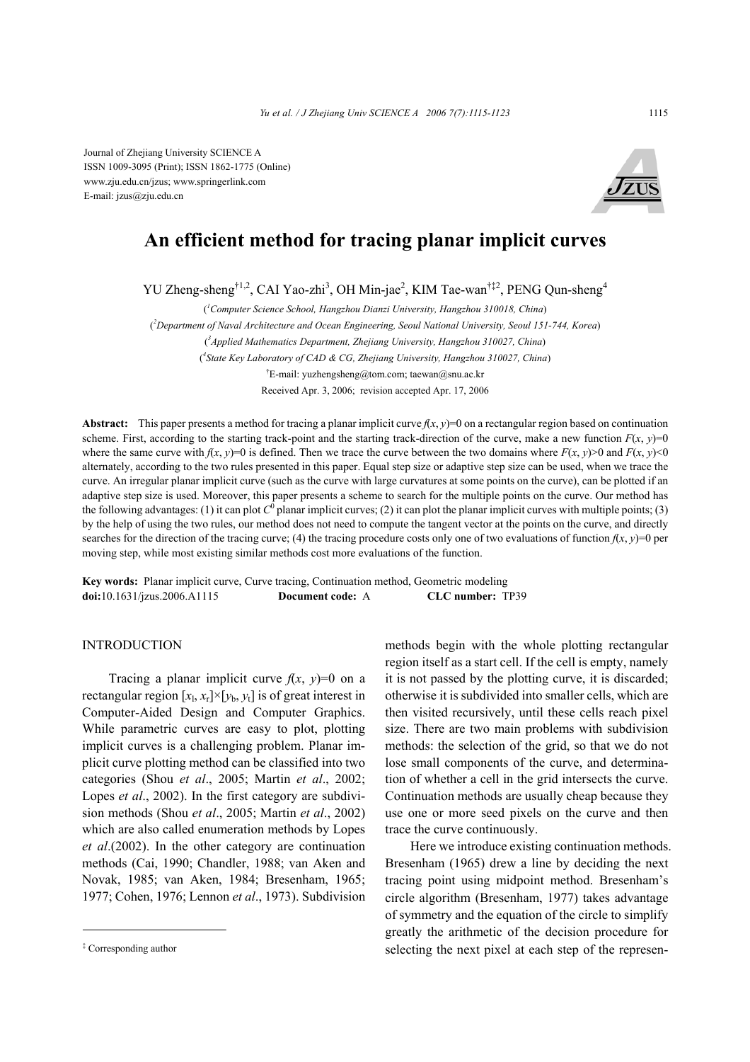Journal of Zhejiang University SCIENCE A
ISSN 1009-3095 (Print); ISSN 1862-1775 (Online)
www.zju.edu.cn/jzus; www.springerlink.com
E-mail: jzus@zju.edu.cn

# An efficient method for tracing planar implicit curves

YU Zheng-sheng[†1,2], CAI Yao-zhi[3], OH Min-jae[2], KIM Tae-wan[†‡2], PENG Qun-sheng[4]

([1]Computer Science School, Hangzhou Dianzi University, Hangzhou 310018, China)

([2]Department of Naval Architecture and Ocean Engineering, Seoul National University, Seoul 151-744, Korea)

([3]Applied Mathematics Department, Zhejiang University, Hangzhou 310027, China)

([4]State Key Laboratory of CAD & CG, Zhejiang University, Hangzhou 310027, China)

[†]E-mail: yuzhengsheng@tom.com; taewan@snu.ac.kr

Received Apr. 3, 2006; revision accepted Apr. 17, 2006

**Abstract:** This paper presents a method for tracing a planar implicit curve $f(x, y)=0$ on a rectangular region based on continuation scheme. First, according to the starting track-point and the starting track-direction of the curve, make a new function $F(x, y)=0$ where the same curve with $f(x, y)=0$ is defined. Then we trace the curve between the two domains where $F(x, y)>0$ and $F(x, y)<0$ alternately, according to the two rules presented in this paper. Equal step size or adaptive step size can be used, when we trace the curve. An irregular planar implicit curve (such as the curve with large curvatures at some points on the curve), can be plotted if an adaptive step size is used. Moreover, this paper presents a scheme to search for the multiple points on the curve. Our method has the following advantages: (1) it can plot $C^0$ planar implicit curves; (2) it can plot the planar implicit curves with multiple points; (3) by the help of using the two rules, our method does not need to compute the tangent vector at the points on the curve, and directly searches for the direction of the tracing curve; (4) the tracing procedure costs only one of two evaluations of function $f(x, y)=0$ per moving step, while most existing similar methods cost more evaluations of the function.

**Key words:** Planar implicit curve, Curve tracing, Continuation method, Geometric modeling

**doi:**10.1631/jzus.2006.A1115 **Document code:** A **CLC number:** TP39

## INTRODUCTION

Tracing a planar implicit curve $f(x, y)=0$ on a rectangular region $[x_l, x_r]\times[y_b, y_t]$ is of great interest in Computer-Aided Design and Computer Graphics. While parametric curves are easy to plot, plotting implicit curves is a challenging problem. Planar implicit curve plotting method can be classified into two categories (Shou *et al*., 2005; Martin *et al*., 2002; Lopes *et al*., 2002). In the first category are subdivision methods (Shou *et al*., 2005; Martin *et al*., 2002) which are also called enumeration methods by Lopes *et al*.(2002). In the other category are continuation methods (Cai, 1990; Chandler, 1988; van Aken and Novak, 1985; van Aken, 1984; Bresenham, 1965; 1977; Cohen, 1976; Lennon *et al*., 1973). Subdivision methods begin with the whole plotting rectangular region itself as a start cell. If the cell is empty, namely it is not passed by the plotting curve, it is discarded; otherwise it is subdivided into smaller cells, which are then visited recursively, until these cells reach pixel size. There are two main problems with subdivision methods: the selection of the grid, so that we do not lose small components of the curve, and determination of whether a cell in the grid intersects the curve. Continuation methods are usually cheap because they use one or more seed pixels on the curve and then trace the curve continuously.

Here we introduce existing continuation methods. Bresenham (1965) drew a line by deciding the next tracing point using midpoint method. Bresenham's circle algorithm (Bresenham, 1977) takes advantage of symmetry and the equation of the circle to simplify greatly the arithmetic of the decision procedure for selecting the next pixel at each step of the represen-

[‡] Corresponding author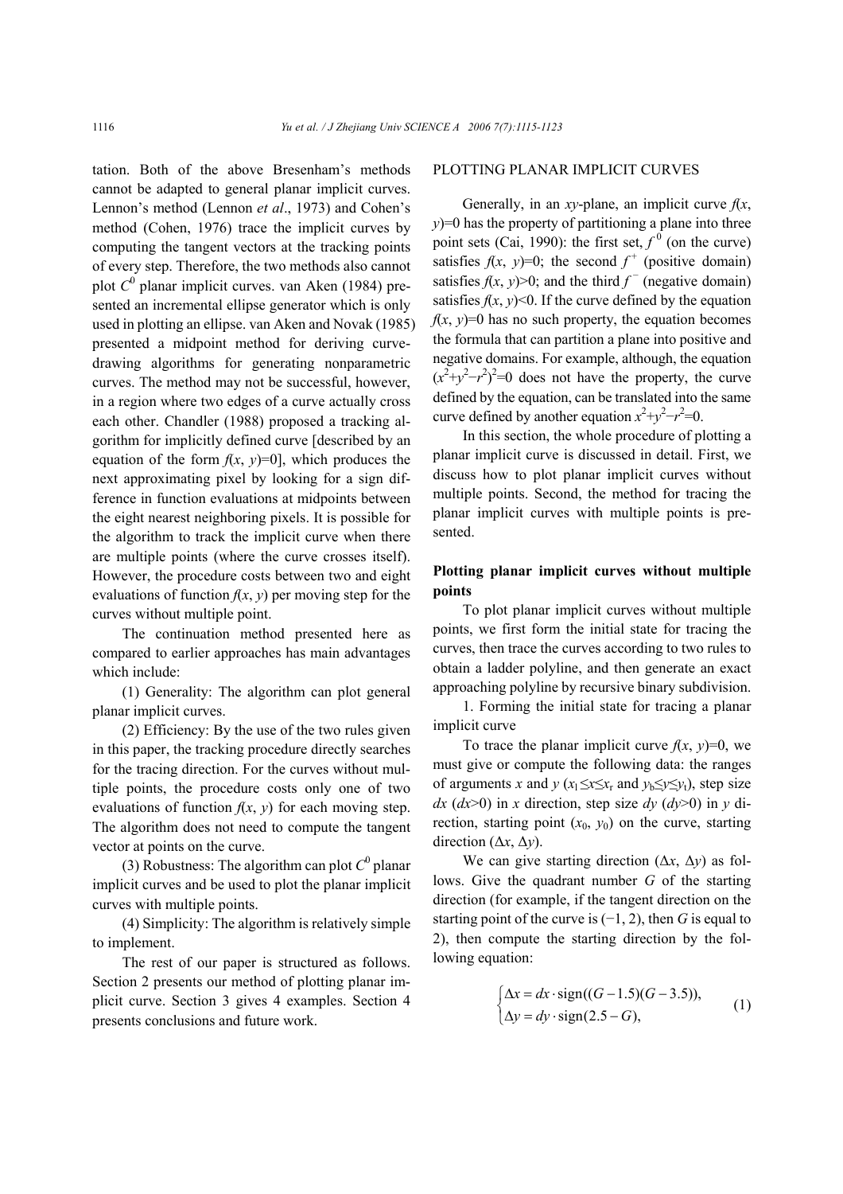tation. Both of the above Bresenham's methods cannot be adapted to general planar implicit curves. Lennon's method (Lennon *et al*., 1973) and Cohen's method (Cohen, 1976) trace the implicit curves by computing the tangent vectors at the tracking points of every step. Therefore, the two methods also cannot plot $C^0$ planar implicit curves. van Aken (1984) presented an incremental ellipse generator which is only used in plotting an ellipse. van Aken and Novak (1985) presented a midpoint method for deriving curve-drawing algorithms for generating nonparametric curves. The method may not be successful, however, in a region where two edges of a curve actually cross each other. Chandler (1988) proposed a tracking algorithm for implicitly defined curve [described by an equation of the form $f(x, y)=0$], which produces the next approximating pixel by looking for a sign difference in function evaluations at midpoints between the eight nearest neighboring pixels. It is possible for the algorithm to track the implicit curve when there are multiple points (where the curve crosses itself). However, the procedure costs between two and eight evaluations of function $f(x, y)$ per moving step for the curves without multiple point.

The continuation method presented here as compared to earlier approaches has main advantages which include:

(1) Generality: The algorithm can plot general planar implicit curves.

(2) Efficiency: By the use of the two rules given in this paper, the tracking procedure directly searches for the tracing direction. For the curves without multiple points, the procedure costs only one of two evaluations of function $f(x, y)$ for each moving step. The algorithm does not need to compute the tangent vector at points on the curve.

(3) Robustness: The algorithm can plot $C^0$ planar implicit curves and be used to plot the planar implicit curves with multiple points.

(4) Simplicity: The algorithm is relatively simple to implement.

The rest of our paper is structured as follows. Section 2 presents our method of plotting planar implicit curve. Section 3 gives 4 examples. Section 4 presents conclusions and future work.

## PLOTTING PLANAR IMPLICIT CURVES

Generally, in an $xy$-plane, an implicit curve $f(x, y)=0$ has the property of partitioning a plane into three point sets (Cai, 1990): the first set, $f^0$ (on the curve) satisfies $f(x, y)=0$; the second $f^+$ (positive domain) satisfies $f(x, y)>0$; and the third $f^-$ (negative domain) satisfies $f(x, y)<0$. If the curve defined by the equation $f(x, y)=0$ has no such property, the equation becomes the formula that can partition a plane into positive and negative domains. For example, although, the equation $(x^2+y^2-r^2)^2=0$ does not have the property, the curve defined by the equation, can be translated into the same curve defined by another equation $x^2+y^2-r^2=0$.

In this section, the whole procedure of plotting a planar implicit curve is discussed in detail. First, we discuss how to plot planar implicit curves without multiple points. Second, the method for tracing the planar implicit curves with multiple points is presented.

### Plotting planar implicit curves without multiple points

To plot planar implicit curves without multiple points, we first form the initial state for tracing the curves, then trace the curves according to two rules to obtain a ladder polyline, and then generate an exact approaching polyline by recursive binary subdivision.

1. Forming the initial state for tracing a planar implicit curve

To trace the planar implicit curve $f(x, y)=0$, we must give or compute the following data: the ranges of arguments $x$ and $y$ ($x_l \le x \le x_r$ and $y_b \le y \le y_t$), step size $dx$ ($dx>0$) in $x$ direction, step size $dy$ ($dy>0$) in $y$ direction, starting point $(x_0, y_0)$ on the curve, starting direction $(\Delta x, \Delta y)$.

We can give starting direction $(\Delta x, \Delta y)$ as follows. Give the quadrant number $G$ of the starting direction (for example, if the tangent direction on the starting point of the curve is $(-1, 2)$, then $G$ is equal to 2), then compute the starting direction by the following equation:

$$\begin{cases} \Delta x = dx \cdot \operatorname{sign}((G-1.5)(G-3.5)), \\ \Delta y = dy \cdot \operatorname{sign}(2.5-G), \end{cases} \tag{1}$$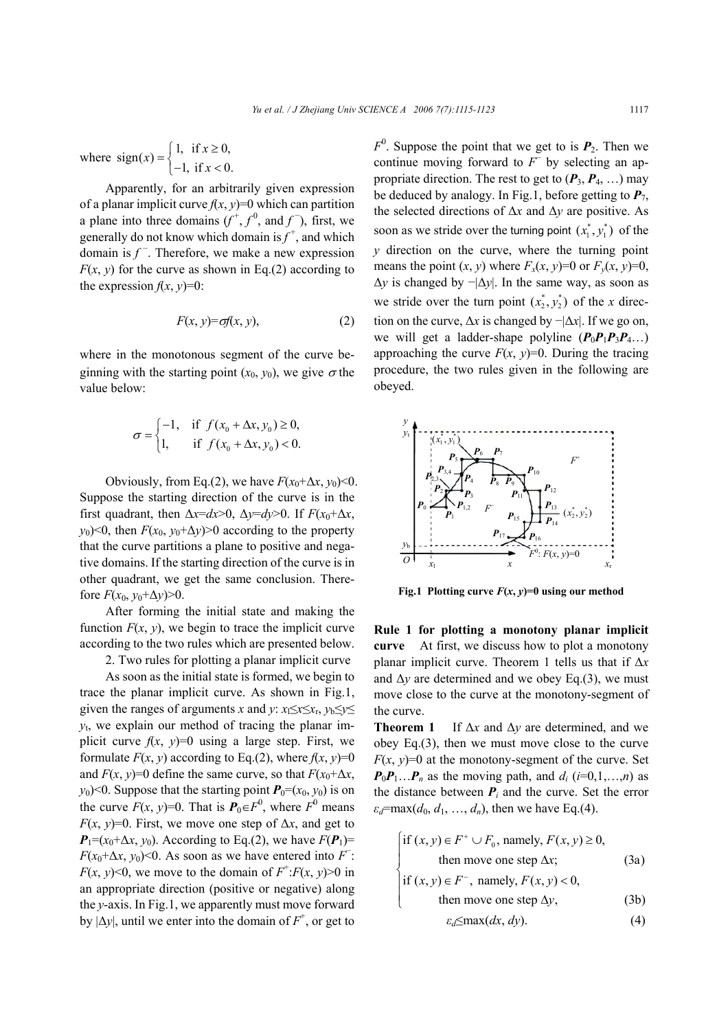where $\text{sign}(x)=\begin{cases}1, & \text{if } x\geq 0,\\ -1, & \text{if } x<0.\end{cases}$

Apparently, for an arbitrarily given expression of a planar implicit curve $f(x, y)=0$ which can partition a plane into three domains ($f^+$, $f^0$, and $f^-$), first, we generally do not know which domain is $f^+$, and which domain is $f^-$. Therefore, we make a new expression $F(x, y)$ for the curve as shown in Eq.(2) according to the expression $f(x, y)=0$:

$$F(x, y)=\sigma f(x, y), \tag{2}$$

where in the monotonous segment of the curve beginning with the starting point $(x_0, y_0)$, we give $\sigma$ the value below:

$$\sigma=\begin{cases}-1, & \text{if } f(x_0+\Delta x, y_0)\geq 0,\\ 1, & \text{if } f(x_0+\Delta x, y_0)<0.\end{cases}$$

Obviously, from Eq.(2), we have $F(x_0+\Delta x, y_0)<0$. Suppose the starting direction of the curve is in the first quadrant, then $\Delta x=dx>0$, $\Delta y=dy>0$. If $F(x_0+\Delta x, y_0)<0$, then $F(x_0, y_0+\Delta y)>0$ according to the property that the curve partitions a plane to positive and negative domains. If the starting direction of the curve is in other quadrant, we get the same conclusion. Therefore $F(x_0, y_0+\Delta y)>0$.

After forming the initial state and making the function $F(x, y)$, we begin to trace the implicit curve according to the two rules which are presented below.

2. Two rules for plotting a planar implicit curve

As soon as the initial state is formed, we begin to trace the planar implicit curve. As shown in Fig.1, given the ranges of arguments $x$ and $y$: $x_l\leq x\leq x_r$, $y_b\leq y\leq y_t$, we explain our method of tracing the planar implicit curve $f(x, y)=0$ using a large step. First, we formulate $F(x, y)$ according to Eq.(2), where $f(x, y)=0$ and $F(x, y)=0$ define the same curve, so that $F(x_0+\Delta x, y_0)<0$. Suppose that the starting point $\boldsymbol{P}_0=(x_0, y_0)$ is on the curve $F(x, y)=0$. That is $\boldsymbol{P}_0\in F^0$, where $F^0$ means $F(x, y)=0$. First, we move one step of $\Delta x$, and get to $\boldsymbol{P}_1=(x_0+\Delta x, y_0)$. According to Eq.(2), we have $F(\boldsymbol{P}_1)=F(x_0+\Delta x, y_0)<0$. As soon as we have entered into $F^-$: $F(x, y)<0$, we move to the domain of $F^+$:$F(x, y)>0$ in an appropriate direction (positive or negative) along the $y$-axis. In Fig.1, we apparently must move forward by $|\Delta y|$, until we enter into the domain of $F^+$, or get to $F^0$. Suppose the point that we get to is $\boldsymbol{P}_2$. Then we continue moving forward to $F^-$ by selecting an appropriate direction. The rest to get to ($\boldsymbol{P}_3$, $\boldsymbol{P}_4$, …) may be deduced by analogy. In Fig.1, before getting to $\boldsymbol{P}_7$, the selected directions of $\Delta x$ and $\Delta y$ are positive. As soon as we stride over the turning point $(x_1^*, y_1^*)$ of the $y$ direction on the curve, where the turning point means the point $(x, y)$ where $F_x(x, y)=0$ or $F_y(x, y)=0$, $\Delta y$ is changed by $-|\Delta y|$. In the same way, as soon as we stride over the turn point $(x_2^*, y_2^*)$ of the $x$ direction on the curve, $\Delta x$ is changed by $-|\Delta x|$. If we go on, we will get a ladder-shape polyline ($\boldsymbol{P}_0\boldsymbol{P}_1\boldsymbol{P}_3\boldsymbol{P}_4$…) approaching the curve $F(x, y)=0$. During the tracing procedure, the two rules given in the following are obeyed.

**Fig.1 Plotting curve $F(x, y)=0$ using our method**

**Rule 1 for plotting a monotony planar implicit curve** At first, we discuss how to plot a monotony planar implicit curve. Theorem 1 tells us that if $\Delta x$ and $\Delta y$ are determined and we obey Eq.(3), we must move close to the curve at the monotony-segment of the curve.

**Theorem 1** If $\Delta x$ and $\Delta y$ are determined, and we obey Eq.(3), then we must move close to the curve $F(x, y)=0$ at the monotony-segment of the curve. Set $\boldsymbol{P}_0\boldsymbol{P}_1…\boldsymbol{P}_n$ as the moving path, and $d_i$ ($i$=0,1,…,$n$) as the distance between $\boldsymbol{P}_i$ and the curve. Set the error $\varepsilon_d=\max(d_0, d_1, …, d_n)$, then we have Eq.(4).

$$\begin{cases}\text{if } (x, y)\in F^+\cup F_0, \text{ namely, } F(x, y)\geq 0,\\ \qquad \text{then move one step } \Delta x; & (3a)\\ \text{if } (x, y)\in F^-, \text{ namely, } F(x, y)<0,\\ \qquad \text{then move one step } \Delta y, & (3b)\end{cases}$$

$$\varepsilon_d\leq\max(dx, dy). \tag{4}$$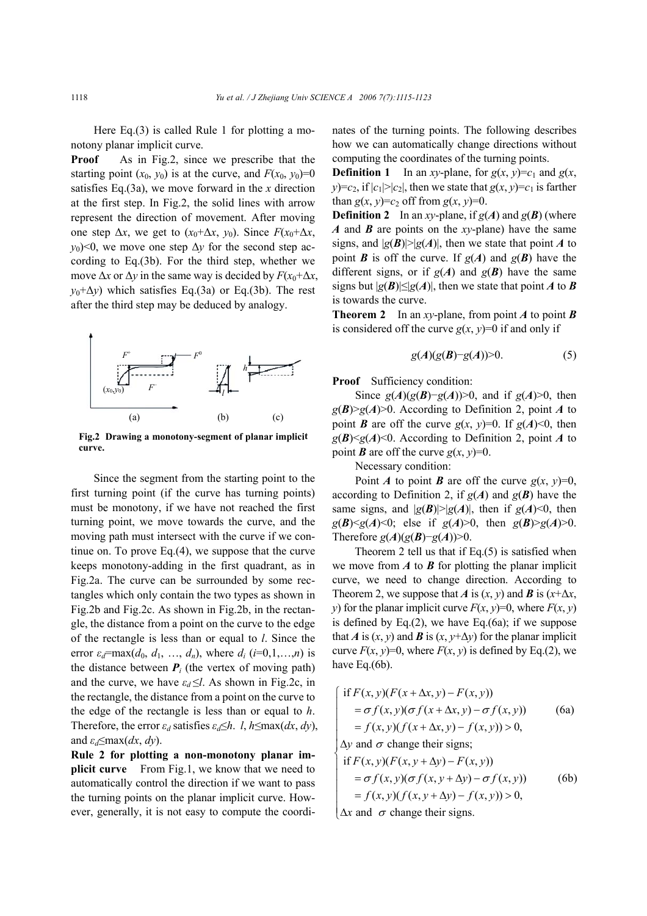Here Eq.(3) is called Rule 1 for plotting a monotony planar implicit curve.

**Proof** As in Fig.2, since we prescribe that the starting point $(x_0, y_0)$ is at the curve, and $F(x_0, y_0)=0$ satisfies Eq.(3a), we move forward in the $x$ direction at the first step. In Fig.2, the solid lines with arrow represent the direction of movement. After moving one step $\Delta x$, we get to $(x_0+\Delta x, y_0)$. Since $F(x_0+\Delta x, y_0)<0$, we move one step $\Delta y$ for the second step according to Eq.(3b). For the third step, whether we move $\Delta x$ or $\Delta y$ in the same way is decided by $F(x_0+\Delta x, y_0+\Delta y)$ which satisfies Eq.(3a) or Eq.(3b). The rest after the third step may be deduced by analogy.

**Fig.2 Drawing a monotony-segment of planar implicit curve.**

Since the segment from the starting point to the first turning point (if the curve has turning points) must be monotony, if we have not reached the first turning point, we move towards the curve, and the moving path must intersect with the curve if we continue on. To prove Eq.(4), we suppose that the curve keeps monotony-adding in the first quadrant, as in Fig.2a. The curve can be surrounded by some rectangles which only contain the two types as shown in Fig.2b and Fig.2c. As shown in Fig.2b, in the rectangle, the distance from a point on the curve to the edge of the rectangle is less than or equal to $l$. Since the error $\varepsilon_d=\max(d_0, d_1, \ldots, d_n)$, where $d_i$ $(i=0,1,\ldots,n)$ is the distance between $\boldsymbol{P}_i$ (the vertex of moving path) and the curve, we have $\varepsilon_d \leq l$. As shown in Fig.2c, in the rectangle, the distance from a point on the curve to the edge of the rectangle is less than or equal to $h$. Therefore, the error $\varepsilon_d$ satisfies $\varepsilon_d \leq h$. $l, h \leq \max(dx, dy)$, and $\varepsilon_d \leq \max(dx, dy)$.

**Rule 2 for plotting a non-monotony planar implicit curve** From Fig.1, we know that we need to automatically control the direction if we want to pass the turning points on the planar implicit curve. However, generally, it is not easy to compute the coordinates of the turning points. The following describes how we can automatically change directions without computing the coordinates of the turning points.

**Definition 1** In an $xy$-plane, for $g(x, y)=c_1$ and $g(x, y)=c_2$, if $|c_1|>|c_2|$, then we state that $g(x, y)=c_1$ is farther than $g(x, y)=c_2$ off from $g(x, y)=0$.

**Definition 2** In an $xy$-plane, if $g(\boldsymbol{A})$ and $g(\boldsymbol{B})$ (where $\boldsymbol{A}$ and $\boldsymbol{B}$ are points on the $xy$-plane) have the same signs, and $|g(\boldsymbol{B})|>|g(\boldsymbol{A})|$, then we state that point $\boldsymbol{A}$ to point $\boldsymbol{B}$ is off the curve. If $g(\boldsymbol{A})$ and $g(\boldsymbol{B})$ have the different signs, or if $g(\boldsymbol{A})$ and $g(\boldsymbol{B})$ have the same signs but $|g(\boldsymbol{B})| \leq |g(\boldsymbol{A})|$, then we state that point $\boldsymbol{A}$ to $\boldsymbol{B}$ is towards the curve.

**Theorem 2** In an $xy$-plane, from point $\boldsymbol{A}$ to point $\boldsymbol{B}$ is considered off the curve $g(x, y)=0$ if and only if

$$g(\boldsymbol{A})(g(\boldsymbol{B})-g(\boldsymbol{A}))>0. \tag{5}$$

**Proof** Sufficiency condition:

Since $g(\boldsymbol{A})(g(\boldsymbol{B})-g(\boldsymbol{A}))>0$, and if $g(\boldsymbol{A})>0$, then $g(\boldsymbol{B})>g(\boldsymbol{A})>0$. According to Definition 2, point $\boldsymbol{A}$ to point $\boldsymbol{B}$ are off the curve $g(x, y)=0$. If $g(\boldsymbol{A})<0$, then $g(\boldsymbol{B})<g(\boldsymbol{A})<0$. According to Definition 2, point $\boldsymbol{A}$ to point $\boldsymbol{B}$ are off the curve $g(x, y)=0$.

Necessary condition:

Point $\boldsymbol{A}$ to point $\boldsymbol{B}$ are off the curve $g(x, y)=0$, according to Definition 2, if $g(\boldsymbol{A})$ and $g(\boldsymbol{B})$ have the same signs, and $|g(\boldsymbol{B})|>|g(\boldsymbol{A})|$, then if $g(\boldsymbol{A})<0$, then $g(\boldsymbol{B})<g(\boldsymbol{A})<0$; else if $g(\boldsymbol{A})>0$, then $g(\boldsymbol{B})>g(\boldsymbol{A})>0$. Therefore $g(\boldsymbol{A})(g(\boldsymbol{B})-g(\boldsymbol{A}))>0$.

Theorem 2 tell us that if Eq.(5) is satisfied when we move from $\boldsymbol{A}$ to $\boldsymbol{B}$ for plotting the planar implicit curve, we need to change direction. According to Theorem 2, we suppose that $\boldsymbol{A}$ is $(x, y)$ and $\boldsymbol{B}$ is $(x+\Delta x, y)$ for the planar implicit curve $F(x, y)=0$, where $F(x, y)$ is defined by Eq.(2), we have Eq.(6a); if we suppose that $\boldsymbol{A}$ is $(x, y)$ and $\boldsymbol{B}$ is $(x, y+\Delta y)$ for the planar implicit curve $F(x, y)=0$, where $F(x, y)$ is defined by Eq.(2), we have Eq.(6b).

$$\begin{cases} \text{if } F(x,y)(F(x+\Delta x, y)-F(x,y)) \\ \quad = \sigma f(x,y)(\sigma f(x+\Delta x, y)-\sigma f(x,y)) & \text{(6a)} \\ \quad = f(x,y)(f(x+\Delta x, y)-f(x,y))>0, \\ \Delta y \text{ and } \sigma \text{ change their signs;} \\ \text{if } F(x,y)(F(x, y+\Delta y)-F(x,y)) \\ \quad = \sigma f(x,y)(\sigma f(x, y+\Delta y)-\sigma f(x,y)) & \text{(6b)} \\ \quad = f(x,y)(f(x, y+\Delta y)-f(x,y))>0, \\ \Delta x \text{ and } \sigma \text{ change their signs.} \end{cases}$$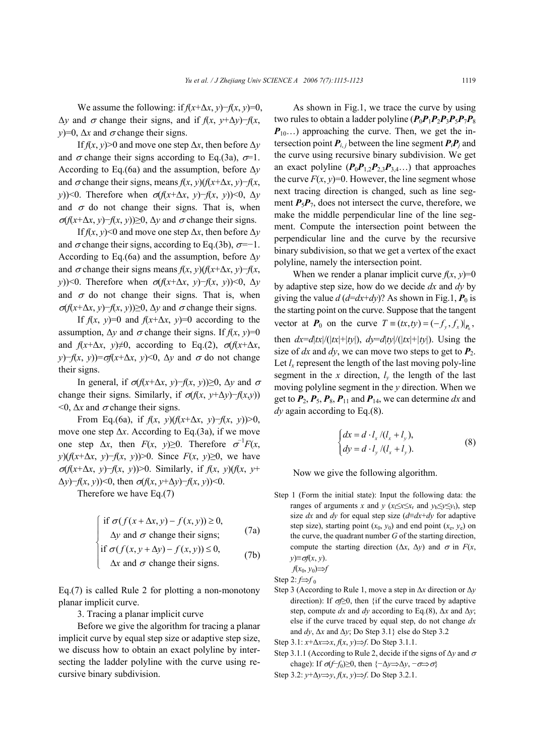We assume the following: if $f(x+\Delta x, y)-f(x, y)=0$, $\Delta y$ and $\sigma$ change their signs, and if $f(x, y+\Delta y)-f(x, y)=0$, $\Delta x$ and $\sigma$ change their signs.

If $f(x, y)>0$ and move one step $\Delta x$, then before $\Delta y$ and $\sigma$ change their signs according to Eq.(3a), $\sigma=1$. According to Eq.(6a) and the assumption, before $\Delta y$ and $\sigma$ change their signs, means $f(x, y)(f(x+\Delta x, y)-f(x, y))<0$. Therefore when $\sigma(f(x+\Delta x, y)-f(x, y))<0$, $\Delta y$ and $\sigma$ do not change their signs. That is, when $\sigma(f(x+\Delta x, y)-f(x, y))\geq 0$, $\Delta y$ and $\sigma$ change their signs.

If $f(x, y)<0$ and move one step $\Delta x$, then before $\Delta y$ and $\sigma$ change their signs, according to Eq.(3b), $\sigma=-1$. According to Eq.(6a) and the assumption, before $\Delta y$ and $\sigma$ change their signs means $f(x, y)(f(x+\Delta x, y)-f(x, y))<0$. Therefore when $\sigma(f(x+\Delta x, y)-f(x, y))<0$, $\Delta y$ and $\sigma$ do not change their signs. That is, when $\sigma(f(x+\Delta x, y)-f(x, y))\geq 0$, $\Delta y$ and $\sigma$ change their signs.

If $f(x, y)=0$ and $f(x+\Delta x, y)=0$ according to the assumption, $\Delta y$ and $\sigma$ change their signs. If $f(x, y)=0$ and $f(x+\Delta x, y)\neq 0$, according to Eq.(2), $\sigma(f(x+\Delta x, y)-f(x, y))=\sigma f(x+\Delta x, y)<0$, $\Delta y$ and $\sigma$ do not change their signs.

In general, if $\sigma(f(x+\Delta x, y)-f(x, y))\geq 0$, $\Delta y$ and $\sigma$ change their signs. Similarly, if $\sigma(f(x, y+\Delta y)-f(x,y))<0$, $\Delta x$ and $\sigma$ change their signs.

From Eq.(6a), if $f(x, y)(f(x+\Delta x, y)-f(x, y))>0$, move one step $\Delta x$. According to Eq.(3a), if we move one step $\Delta x$, then $F(x, y)\geq 0$. Therefore $\sigma^{-1}F(x, y)(f(x+\Delta x, y)-f(x, y))>0$. Since $F(x, y)\geq 0$, we have $\sigma(f(x+\Delta x, y)-f(x, y))>0$. Similarly, if $f(x, y)(f(x, y+\Delta y)-f(x, y))<0$, then $\sigma(f(x, y+\Delta y)-f(x, y))<0$.

Therefore we have Eq.(7)

$$
\begin{cases}
\text{if } \sigma(f(x+\Delta x, y)-f(x, y))\geq 0, \\
\quad \Delta y \text{ and } \sigma \text{ change their signs;} & \text{(7a)} \\
\text{if } \sigma(f(x, y+\Delta y)-f(x, y))\leq 0, \\
\quad \Delta x \text{ and } \sigma \text{ change their signs.} & \text{(7b)}
\end{cases}
$$

Eq.(7) is called Rule 2 for plotting a non-monotony planar implicit curve.

3. Tracing a planar implicit curve

Before we give the algorithm for tracing a planar implicit curve by equal step size or adaptive step size, we discuss how to obtain an exact polyline by intersecting the ladder polyline with the curve using recursive binary subdivision.

As shown in Fig.1, we trace the curve by using two rules to obtain a ladder polyline ($\boldsymbol{P}_0\boldsymbol{P}_1\boldsymbol{P}_2\boldsymbol{P}_3\boldsymbol{P}_5\boldsymbol{P}_7\boldsymbol{P}_8\boldsymbol{P}_{10}\ldots$) approaching the curve. Then, we get the intersection point $\boldsymbol{P}_{i,j}$ between the line segment $\boldsymbol{P}_i\boldsymbol{P}_j$ and the curve using recursive binary subdivision. We get an exact polyline ($\boldsymbol{P}_0\boldsymbol{P}_{1,2}\boldsymbol{P}_{2,3}\boldsymbol{P}_{3,4}\ldots$) that approaches the curve $F(x, y)=0$. However, the line segment whose next tracing direction is changed, such as line segment $\boldsymbol{P}_5\boldsymbol{P}_7$, does not intersect the curve, therefore, we make the middle perpendicular line of the line segment. Compute the intersection point between the perpendicular line and the curve by the recursive binary subdivision, so that we get a vertex of the exact polyline, namely the intersection point.

When we render a planar implicit curve $f(x, y)=0$ by adaptive step size, how do we decide $dx$ and $dy$ by giving the value $d$ ($d=dx+dy$)? As shown in Fig.1, $\boldsymbol{P}_0$ is the starting point on the curve. Suppose that the tangent vector at $\boldsymbol{P}_0$ on the curve $T\equiv(tx,ty)=(-f_y, f_x)|_{\boldsymbol{P}_0}$, then $dx=d|tx|/(|tx|+|ty|)$, $dy=d|ty|/(|tx|+|ty|)$. Using the size of $dx$ and $dy$, we can move two steps to get to $\boldsymbol{P}_2$. Let $l_x$ represent the length of the last moving poly-line segment in the $x$ direction, $l_y$ the length of the last moving polyline segment in the $y$ direction. When we get to $\boldsymbol{P}_2$, $\boldsymbol{P}_5$, $\boldsymbol{P}_8$, $\boldsymbol{P}_{11}$ and $\boldsymbol{P}_{14}$, we can determine $dx$ and $dy$ again according to Eq.(8).

$$
\begin{cases}
dx = d\cdot l_x/(l_x+l_y), \\
dy = d\cdot l_y/(l_x+l_y).
\end{cases} \tag{8}
$$

Now we give the following algorithm.

Step 1 (Form the initial state): Input the following data: the ranges of arguments $x$ and $y$ ($x_l\leq x\leq x_r$ and $y_b\leq y\leq y_t$), step size $dx$ and $dy$ for equal step size ($d\equiv dx+dy$ for adaptive step size), starting point $(x_0, y_0)$ and end point $(x_e, y_e)$ on the curve, the quadrant number $G$ of the starting direction, compute the starting direction $(\Delta x, \Delta y)$ and $\sigma$ in $F(x, y)\equiv\sigma f(x, y)$.
$f(x_0, y_0)\Rightarrow f$

Step 2: $f\Rightarrow f_0$

Step 3 (According to Rule 1, move a step in $\Delta x$ direction or $\Delta y$ direction): If $\sigma f\geq 0$, then {if the curve traced by adaptive step, compute $dx$ and $dy$ according to Eq.(8), $\Delta x$ and $\Delta y$; else if the curve traced by equal step, do not change $dx$ and $dy$, $\Delta x$ and $\Delta y$; Do Step 3.1} else do Step 3.2

Step 3.1: $x+\Delta x\Rightarrow x$, $f(x, y)\Rightarrow f$. Do Step 3.1.1.

Step 3.1.1 (According to Rule 2, decide if the signs of $\Delta y$ and $\sigma$ chage): If $\sigma(f-f_0)\geq 0$, then $\{-\Delta y\Rightarrow\Delta y, -\sigma\Rightarrow\sigma\}$

Step 3.2: $y+\Delta y\Rightarrow y$, $f(x, y)\Rightarrow f$. Do Step 3.2.1.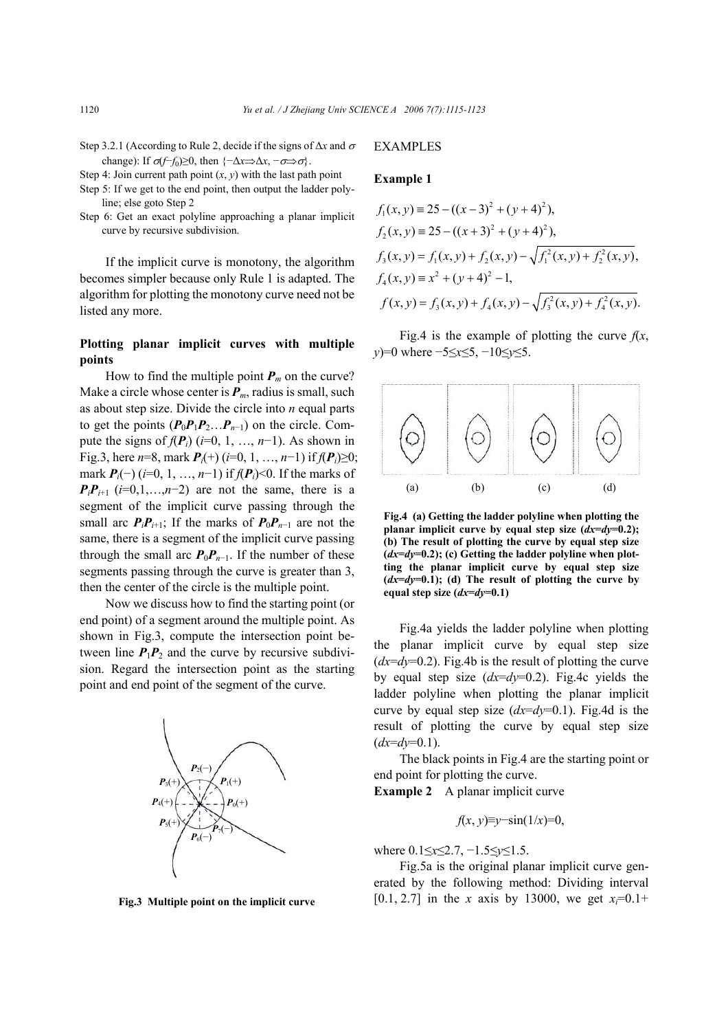Step 3.2.1 (According to Rule 2, decide if the signs of $\Delta x$ and $\sigma$ change): If $\sigma(f-f_0)\geq 0$, then $\{-\Delta x \Rightarrow \Delta x, -\sigma \Rightarrow \sigma\}$.

Step 4: Join current path point $(x, y)$ with the last path point

Step 5: If we get to the end point, then output the ladder polyline; else goto Step 2

Step 6: Get an exact polyline approaching a planar implicit curve by recursive subdivision.

If the implicit curve is monotony, the algorithm becomes simpler because only Rule 1 is adapted. The algorithm for plotting the monotony curve need not be listed any more.

**Plotting planar implicit curves with multiple points**

How to find the multiple point $\boldsymbol{P}_m$ on the curve? Make a circle whose center is $\boldsymbol{P}_m$, radius is small, such as about step size. Divide the circle into $n$ equal parts to get the points ($\boldsymbol{P}_0\boldsymbol{P}_1\boldsymbol{P}_2\ldots\boldsymbol{P}_{n-1}$) on the circle. Compute the signs of $f(\boldsymbol{P}_i)$ ($i$=0, 1, …, $n-1$). As shown in Fig.3, here $n$=8, mark $\boldsymbol{P}_i(+)$ ($i$=0, 1, …, $n-1$) if $f(\boldsymbol{P}_i)\geq 0$; mark $\boldsymbol{P}_i(-)$ ($i$=0, 1, …, $n-1$) if $f(\boldsymbol{P}_i)<0$. If the marks of $\boldsymbol{P}_i\boldsymbol{P}_{i+1}$ ($i$=0,1,…,$n-2$) are not the same, there is a segment of the implicit curve passing through the small arc $\boldsymbol{P}_i\boldsymbol{P}_{i+1}$; If the marks of $\boldsymbol{P}_0\boldsymbol{P}_{n-1}$ are not the same, there is a segment of the implicit curve passing through the small arc $\boldsymbol{P}_0\boldsymbol{P}_{n-1}$. If the number of these segments passing through the curve is greater than 3, then the center of the circle is the multiple point.

Now we discuss how to find the starting point (or end point) of a segment around the multiple point. As shown in Fig.3, compute the intersection point between line $\boldsymbol{P}_1\boldsymbol{P}_2$ and the curve by recursive subdivision. Regard the intersection point as the starting point and end point of the segment of the curve.

**Fig.3 Multiple point on the implicit curve**

## EXAMPLES

**Example 1**

$$f_1(x, y) \equiv 25-((x-3)^2+(y+4)^2),$$

$$f_2(x, y) \equiv 25-((x+3)^2+(y+4)^2),$$

$$f_3(x, y) = f_1(x, y)+f_2(x, y)-\sqrt{f_1^2(x, y)+f_2^2(x, y)},$$

$$f_4(x, y) \equiv x^2+(y+4)^2-1,$$

$$f(x, y) = f_3(x, y)+f_4(x, y)-\sqrt{f_3^2(x, y)+f_4^2(x, y)}.$$

Fig.4 is the example of plotting the curve $f(x, y)$=0 where $-5\leq x\leq 5$, $-10\leq y\leq 5$.

**Fig.4 (a) Getting the ladder polyline when plotting the planar implicit curve by equal step size ($dx$=$dy$=0.2); (b) The result of plotting the curve by equal step size ($dx$=$dy$=0.2); (c) Getting the ladder polyline when plotting the planar implicit curve by equal step size ($dx$=$dy$=0.1); (d) The result of plotting the curve by equal step size ($dx$=$dy$=0.1)**

Fig.4a yields the ladder polyline when plotting the planar implicit curve by equal step size ($dx$=$dy$=0.2). Fig.4b is the result of plotting the curve by equal step size ($dx$=$dy$=0.2). Fig.4c yields the ladder polyline when plotting the planar implicit curve by equal step size ($dx$=$dy$=0.1). Fig.4d is the result of plotting the curve by equal step size ($dx$=$dy$=0.1).

The black points in Fig.4 are the starting point or end point for plotting the curve.

**Example 2** A planar implicit curve

$$f(x, y)\equiv y-\sin(1/x)=0,$$

where $0.1\leq x\leq 2.7$, $-1.5\leq y\leq 1.5$.

Fig.5a is the original planar implicit curve generated by the following method: Dividing interval [0.1, 2.7] in the $x$ axis by 13000, we get $x_i$=0.1+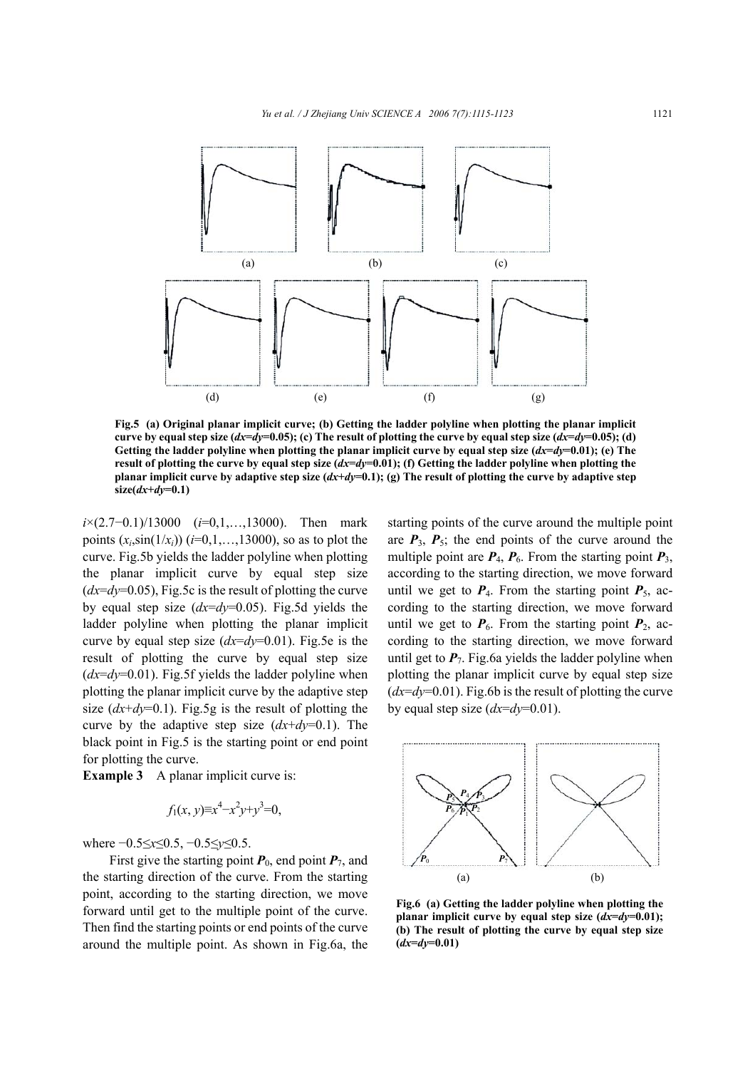Fig.5 (a) Original planar implicit curve; (b) Getting the ladder polyline when plotting the planar implicit curve by equal step size ($dx=dy=0.05$); (c) The result of plotting the curve by equal step size ($dx=dy=0.05$); (d) Getting the ladder polyline when plotting the planar implicit curve by equal step size ($dx=dy=0.01$); (e) The result of plotting the curve by equal step size ($dx=dy=0.01$); (f) Getting the ladder polyline when plotting the planar implicit curve by adaptive step size ($dx+dy=0.1$); (g) The result of plotting the curve by adaptive step size($dx+dy=0.1$)

$i\times(2.7-0.1)/13000$ ($i=0,1,\ldots,13000$). Then mark points $(x_i,\sin(1/x_i))$ ($i=0,1,\ldots,13000$), so as to plot the curve. Fig.5b yields the ladder polyline when plotting the planar implicit curve by equal step size ($dx=dy=0.05$), Fig.5c is the result of plotting the curve by equal step size ($dx=dy=0.05$). Fig.5d yields the ladder polyline when plotting the planar implicit curve by equal step size ($dx=dy=0.01$). Fig.5e is the result of plotting the curve by equal step size ($dx=dy=0.01$). Fig.5f yields the ladder polyline when plotting the planar implicit curve by the adaptive step size ($dx+dy=0.1$). Fig.5g is the result of plotting the curve by the adaptive step size ($dx+dy=0.1$). The black point in Fig.5 is the starting point or end point for plotting the curve.

**Example 3** A planar implicit curve is:

$$f_1(x, y)\equiv x^4-x^2y+y^3=0,$$

where $-0.5\leq x\leq 0.5$, $-0.5\leq y\leq 0.5$.

First give the starting point $\boldsymbol{P}_0$, end point $\boldsymbol{P}_7$, and the starting direction of the curve. From the starting point, according to the starting direction, we move forward until get to the multiple point of the curve. Then find the starting points or end points of the curve around the multiple point. As shown in Fig.6a, the starting points of the curve around the multiple point are $\boldsymbol{P}_3$, $\boldsymbol{P}_5$; the end points of the curve around the multiple point are $\boldsymbol{P}_4$, $\boldsymbol{P}_6$. From the starting point $\boldsymbol{P}_3$, according to the starting direction, we move forward until we get to $\boldsymbol{P}_4$. From the starting point $\boldsymbol{P}_5$, according to the starting direction, we move forward until we get to $\boldsymbol{P}_6$. From the starting point $\boldsymbol{P}_2$, according to the starting direction, we move forward until get to $\boldsymbol{P}_7$. Fig.6a yields the ladder polyline when plotting the planar implicit curve by equal step size ($dx=dy=0.01$). Fig.6b is the result of plotting the curve by equal step size ($dx=dy=0.01$).

Fig.6 (a) Getting the ladder polyline when plotting the planar implicit curve by equal step size ($dx=dy=0.01$); (b) The result of plotting the curve by equal step size ($dx=dy=0.01$)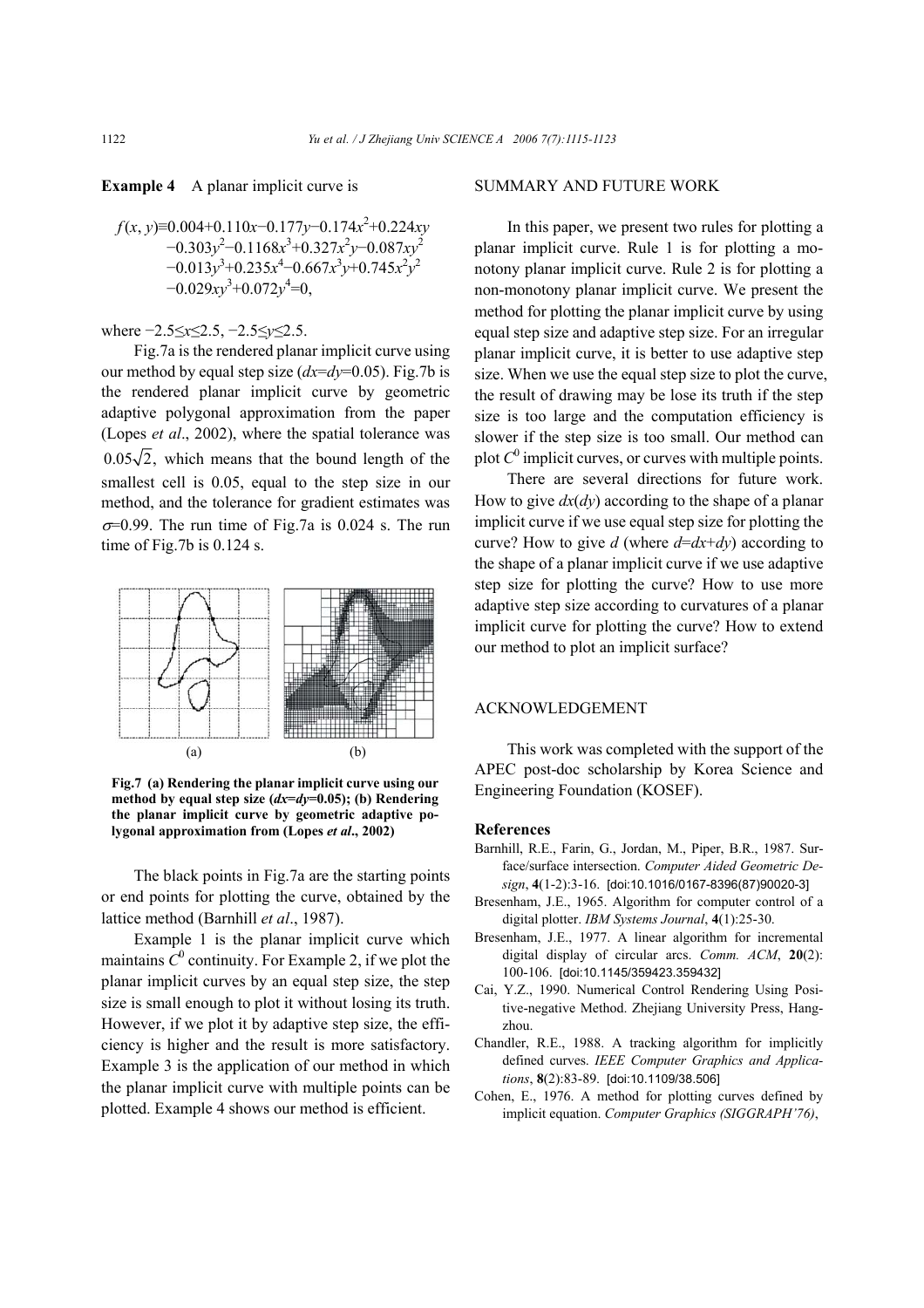**Example 4** A planar implicit curve is

$$f(x, y) \equiv 0.004+0.110x-0.177y-0.174x^2+0.224xy -0.303y^2-0.1168x^3+0.327x^2y-0.087xy^2 -0.013y^3+0.235x^4-0.667x^3y+0.745x^2y^2 -0.029xy^3+0.072y^4=0,$$

where $-2.5 \le x \le 2.5$, $-2.5 \le y \le 2.5$.

Fig.7a is the rendered planar implicit curve using our method by equal step size ($dx=dy=0.05$). Fig.7b is the rendered planar implicit curve by geometric adaptive polygonal approximation from the paper (Lopes *et al*., 2002), where the spatial tolerance was $0.05\sqrt{2}$, which means that the bound length of the smallest cell is 0.05, equal to the step size in our method, and the tolerance for gradient estimates was $\sigma=0.99$. The run time of Fig.7a is 0.024 s. The run time of Fig.7b is 0.124 s.

**Fig.7 (a) Rendering the planar implicit curve using our method by equal step size ($dx=dy=0.05$); (b) Rendering the planar implicit curve by geometric adaptive polygonal approximation from (Lopes *et al*., 2002)**

The black points in Fig.7a are the starting points or end points for plotting the curve, obtained by the lattice method (Barnhill *et al*., 1987).

Example 1 is the planar implicit curve which maintains $C^0$ continuity. For Example 2, if we plot the planar implicit curves by an equal step size, the step size is small enough to plot it without losing its truth. However, if we plot it by adaptive step size, the efficiency is higher and the result is more satisfactory. Example 3 is the application of our method in which the planar implicit curve with multiple points can be plotted. Example 4 shows our method is efficient.

## SUMMARY AND FUTURE WORK

In this paper, we present two rules for plotting a planar implicit curve. Rule 1 is for plotting a monotony planar implicit curve. Rule 2 is for plotting a non-monotony planar implicit curve. We present the method for plotting the planar implicit curve by using equal step size and adaptive step size. For an irregular planar implicit curve, it is better to use adaptive step size. When we use the equal step size to plot the curve, the result of drawing may be lose its truth if the step size is too large and the computation efficiency is slower if the step size is too small. Our method can plot $C^0$ implicit curves, or curves with multiple points.

There are several directions for future work. How to give $dx(dy)$ according to the shape of a planar implicit curve if we use equal step size for plotting the curve? How to give $d$ (where $d=dx+dy$) according to the shape of a planar implicit curve if we use adaptive step size for plotting the curve? How to use more adaptive step size according to curvatures of a planar implicit curve for plotting the curve? How to extend our method to plot an implicit surface?

## ACKNOWLEDGEMENT

This work was completed with the support of the APEC post-doc scholarship by Korea Science and Engineering Foundation (KOSEF).

## References

Barnhill, R.E., Farin, G., Jordan, M., Piper, B.R., 1987. Surface/surface intersection. *Computer Aided Geometric Design*, **4**(1-2):3-16. [doi:10.1016/0167-8396(87)90020-3]

Bresenham, J.E., 1965. Algorithm for computer control of a digital plotter. *IBM Systems Journal*, **4**(1):25-30.

Bresenham, J.E., 1977. A linear algorithm for incremental digital display of circular arcs. *Comm. ACM*, **20**(2): 100-106. [doi:10.1145/359423.359432]

Cai, Y.Z., 1990. Numerical Control Rendering Using Positive-negative Method. Zhejiang University Press, Hangzhou.

Chandler, R.E., 1988. A tracking algorithm for implicitly defined curves. *IEEE Computer Graphics and Applications*, **8**(2):83-89. [doi:10.1109/38.506]

Cohen, E., 1976. A method for plotting curves defined by implicit equation. *Computer Graphics (SIGGRAPH'76)*,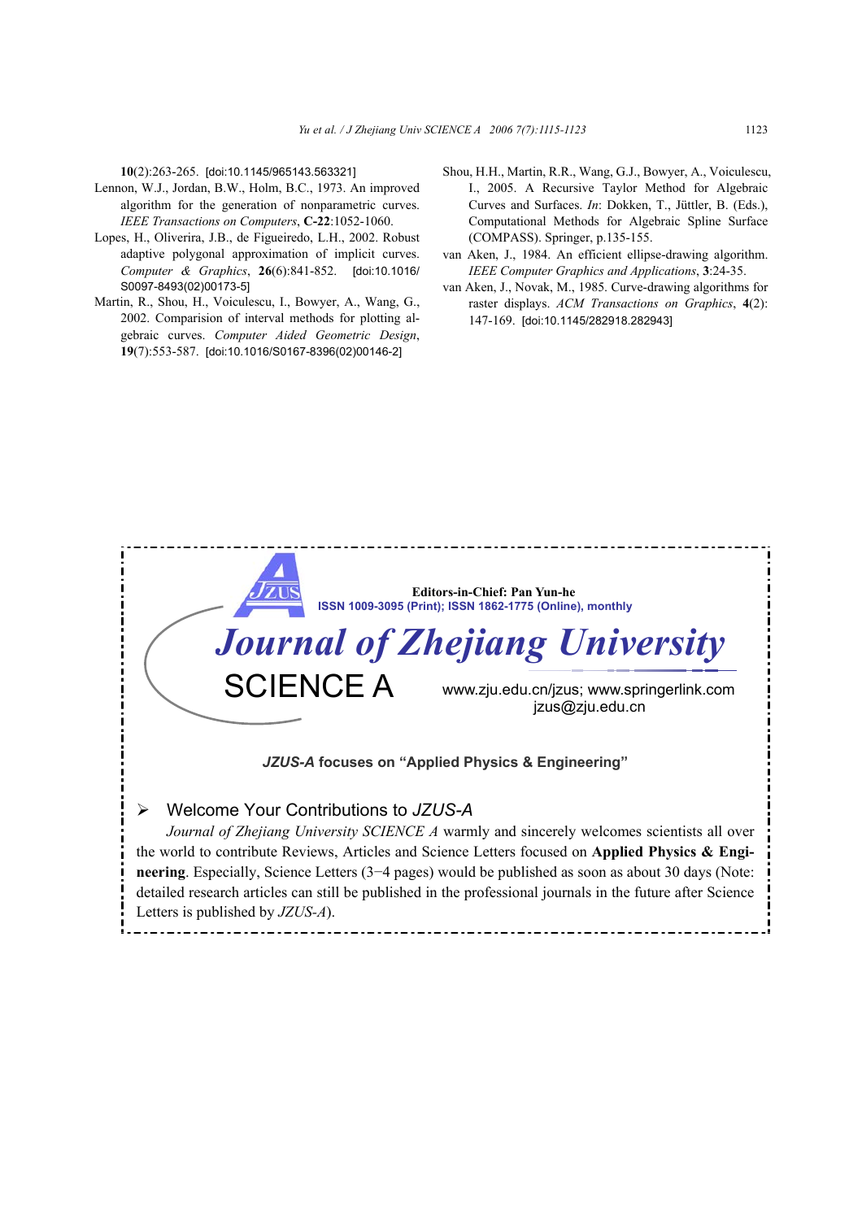10(2):263-265. [doi:10.1145/965143.563321]

Lennon, W.J., Jordan, B.W., Holm, B.C., 1973. An improved algorithm for the generation of nonparametric curves. *IEEE Transactions on Computers*, **C-22**:1052-1060.

Lopes, H., Oliverira, J.B., de Figueiredo, L.H., 2002. Robust adaptive polygonal approximation of implicit curves. *Computer & Graphics*, **26**(6):841-852. [doi:10.1016/S0097-8493(02)00173-5]

Martin, R., Shou, H., Voiculescu, I., Bowyer, A., Wang, G., 2002. Comparision of interval methods for plotting algebraic curves. *Computer Aided Geometric Design*, **19**(7):553-587. [doi:10.1016/S0167-8396(02)00146-2]

Shou, H.H., Martin, R.R., Wang, G.J., Bowyer, A., Voiculescu, I., 2005. A Recursive Taylor Method for Algebraic Curves and Surfaces. *In*: Dokken, T., Jüttler, B. (Eds.), Computational Methods for Algebraic Spline Surface (COMPASS). Springer, p.135-155.

van Aken, J., 1984. An efficient ellipse-drawing algorithm. *IEEE Computer Graphics and Applications*, **3**:24-35.

van Aken, J., Novak, M., 1985. Curve-drawing algorithms for raster displays. *ACM Transactions on Graphics*, **4**(2): 147-169. [doi:10.1145/282918.282943]

---

**Editors-in-Chief: Pan Yun-he**

ISSN 1009-3095 (Print); ISSN 1862-1775 (Online), monthly

# *Journal of Zhejiang University* SCIENCE A

www.zju.edu.cn/jzus; www.springerlink.com
jzus@zju.edu.cn

***JZUS-A* focuses on "Applied Physics & Engineering"**

- Welcome Your Contributions to *JZUS-A*

*Journal of Zhejiang University SCIENCE A* warmly and sincerely welcomes scientists all over the world to contribute Reviews, Articles and Science Letters focused on **Applied Physics & Engineering**. Especially, Science Letters (3−4 pages) would be published as soon as about 30 days (Note: detailed research articles can still be published in the professional journals in the future after Science Letters is published by *JZUS-A*).